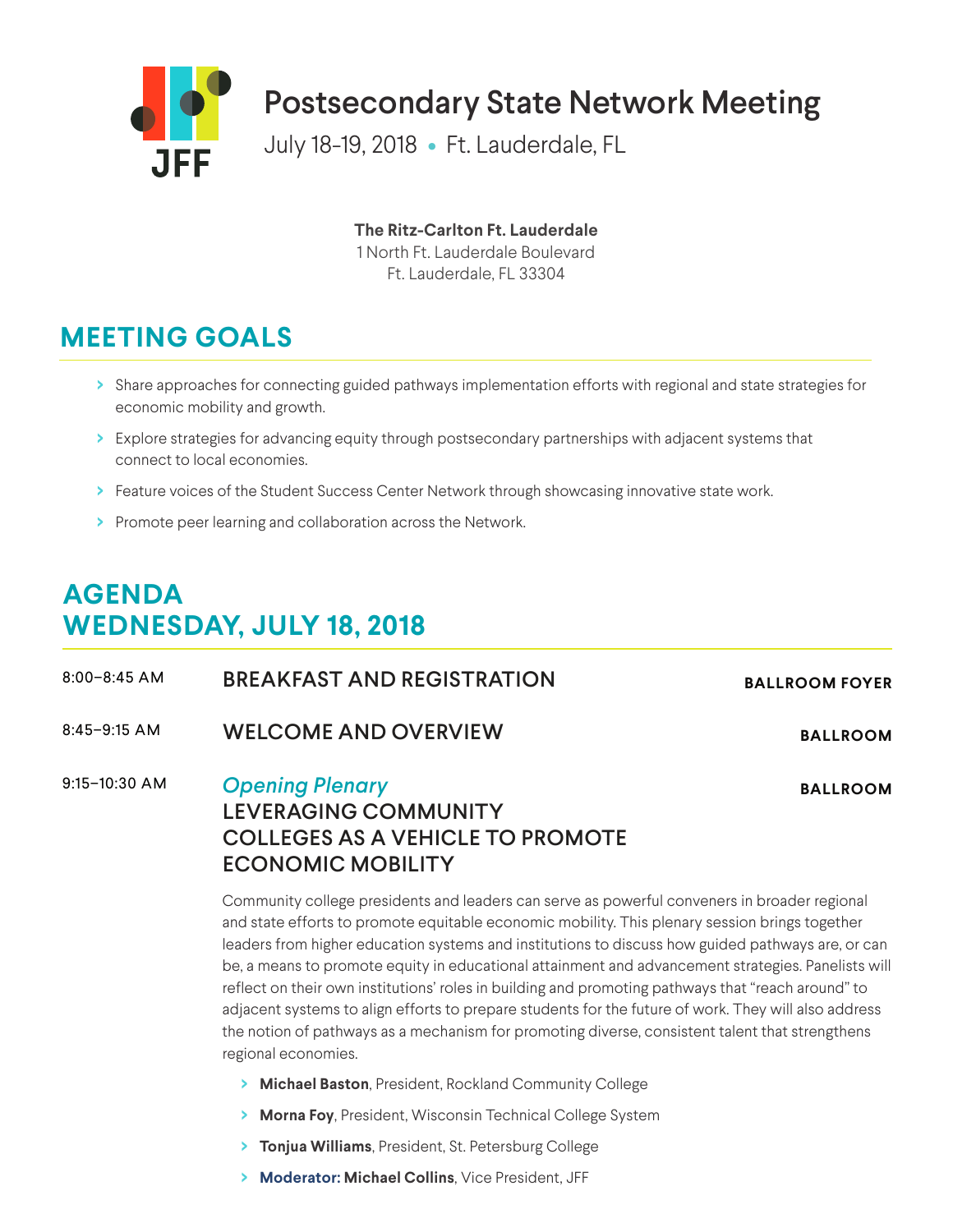JFF

# Postsecondary State Network Meeting

July 18-19, 2018 • Ft. Lauderdale, FL

**The Ritz-Carlton Ft. Lauderdale**
1 North Ft. Lauderdale Boulevard
Ft. Lauderdale, FL 33304

## MEETING GOALS

- Share approaches for connecting guided pathways implementation efforts with regional and state strategies for economic mobility and growth.
- Explore strategies for advancing equity through postsecondary partnerships with adjacent systems that connect to local economies.
- Feature voices of the Student Success Center Network through showcasing innovative state work.
- Promote peer learning and collaboration across the Network.

## AGENDA
## WEDNESDAY, JULY 18, 2018

8:00–8:45 AM — **BREAKFAST AND REGISTRATION** — **BALLROOM FOYER**

8:45–9:15 AM — **WELCOME AND OVERVIEW** — **BALLROOM**

9:15–10:30 AM — *Opening Plenary* — **BALLROOM**

### LEVERAGING COMMUNITY COLLEGES AS A VEHICLE TO PROMOTE ECONOMIC MOBILITY

Community college presidents and leaders can serve as powerful conveners in broader regional and state efforts to promote equitable economic mobility. This plenary session brings together leaders from higher education systems and institutions to discuss how guided pathways are, or can be, a means to promote equity in educational attainment and advancement strategies. Panelists will reflect on their own institutions' roles in building and promoting pathways that "reach around" to adjacent systems to align efforts to prepare students for the future of work. They will also address the notion of pathways as a mechanism for promoting diverse, consistent talent that strengthens regional economies.

- **Michael Baston**, President, Rockland Community College
- **Morna Foy**, President, Wisconsin Technical College System
- **Tonjua Williams**, President, St. Petersburg College
- **Moderator: Michael Collins**, Vice President, JFF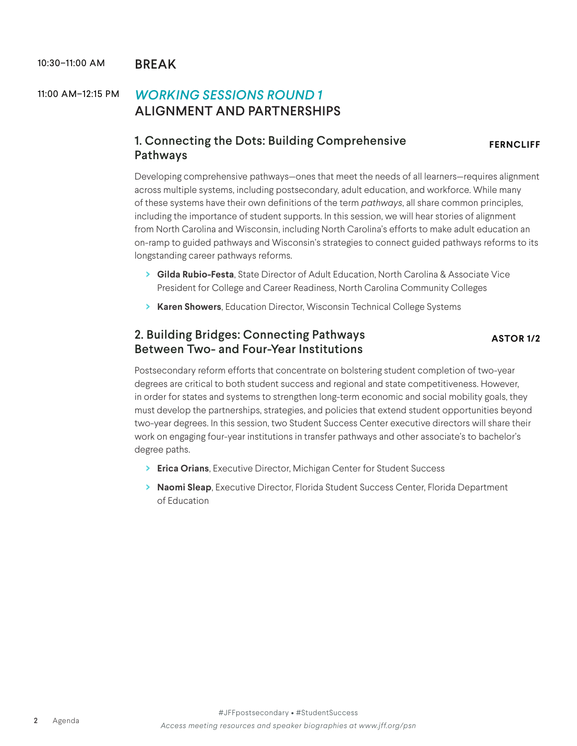10:30–11:00 AM **BREAK**

11:00 AM–12:15 PM

## *WORKING SESSIONS ROUND 1*
## ALIGNMENT AND PARTNERSHIPS

### 1. Connecting the Dots: Building Comprehensive Pathways

**FERNCLIFF**

Developing comprehensive pathways—ones that meet the needs of all learners—requires alignment across multiple systems, including postsecondary, adult education, and workforce. While many of these systems have their own definitions of the term *pathways*, all share common principles, including the importance of student supports. In this session, we will hear stories of alignment from North Carolina and Wisconsin, including North Carolina's efforts to make adult education an on-ramp to guided pathways and Wisconsin's strategies to connect guided pathways reforms to its longstanding career pathways reforms.

- **Gilda Rubio-Festa**, State Director of Adult Education, North Carolina & Associate Vice President for College and Career Readiness, North Carolina Community Colleges
- **Karen Showers**, Education Director, Wisconsin Technical College Systems

### 2. Building Bridges: Connecting Pathways Between Two- and Four-Year Institutions

**ASTOR 1/2**

Postsecondary reform efforts that concentrate on bolstering student completion of two-year degrees are critical to both student success and regional and state competitiveness. However, in order for states and systems to strengthen long-term economic and social mobility goals, they must develop the partnerships, strategies, and policies that extend student opportunities beyond two-year degrees. In this session, two Student Success Center executive directors will share their work on engaging four-year institutions in transfer pathways and other associate's to bachelor's degree paths.

- **Erica Orians**, Executive Director, Michigan Center for Student Success
- **Naomi Sleap**, Executive Director, Florida Student Success Center, Florida Department of Education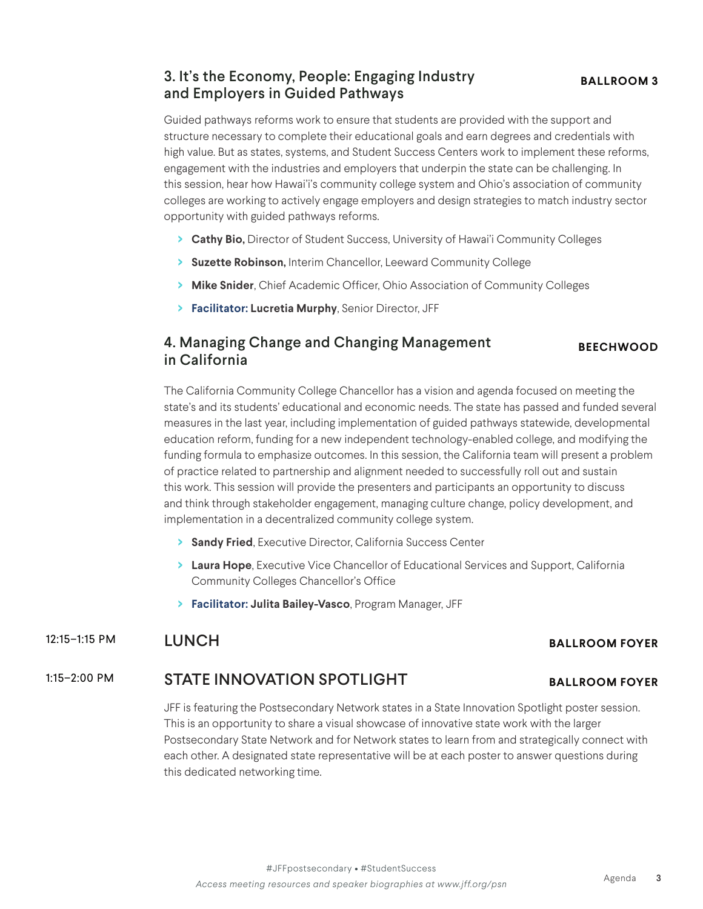### 3. It's the Economy, People: Engaging Industry and Employers in Guided Pathways

**BALLROOM 3**

Guided pathways reforms work to ensure that students are provided with the support and structure necessary to complete their educational goals and earn degrees and credentials with high value. But as states, systems, and Student Success Centers work to implement these reforms, engagement with the industries and employers that underpin the state can be challenging. In this session, hear how Hawai'i's community college system and Ohio's association of community colleges are working to actively engage employers and design strategies to match industry sector opportunity with guided pathways reforms.

- **Cathy Bio,** Director of Student Success, University of Hawai'i Community Colleges
- **Suzette Robinson,** Interim Chancellor, Leeward Community College
- **Mike Snider**, Chief Academic Officer, Ohio Association of Community Colleges
- **Facilitator: Lucretia Murphy**, Senior Director, JFF

### 4. Managing Change and Changing Management in California

**BEECHWOOD**

The California Community College Chancellor has a vision and agenda focused on meeting the state's and its students' educational and economic needs. The state has passed and funded several measures in the last year, including implementation of guided pathways statewide, developmental education reform, funding for a new independent technology-enabled college, and modifying the funding formula to emphasize outcomes. In this session, the California team will present a problem of practice related to partnership and alignment needed to successfully roll out and sustain this work. This session will provide the presenters and participants an opportunity to discuss and think through stakeholder engagement, managing culture change, policy development, and implementation in a decentralized community college system.

- **Sandy Fried**, Executive Director, California Success Center
- **Laura Hope**, Executive Vice Chancellor of Educational Services and Support, California Community Colleges Chancellor's Office
- **Facilitator: Julita Bailey-Vasco**, Program Manager, JFF

12:15–1:15 PM

## LUNCH

**BALLROOM FOYER**

1:15–2:00 PM

## STATE INNOVATION SPOTLIGHT

**BALLROOM FOYER**

JFF is featuring the Postsecondary Network states in a State Innovation Spotlight poster session. This is an opportunity to share a visual showcase of innovative state work with the larger Postsecondary State Network and for Network states to learn from and strategically connect with each other. A designated state representative will be at each poster to answer questions during this dedicated networking time.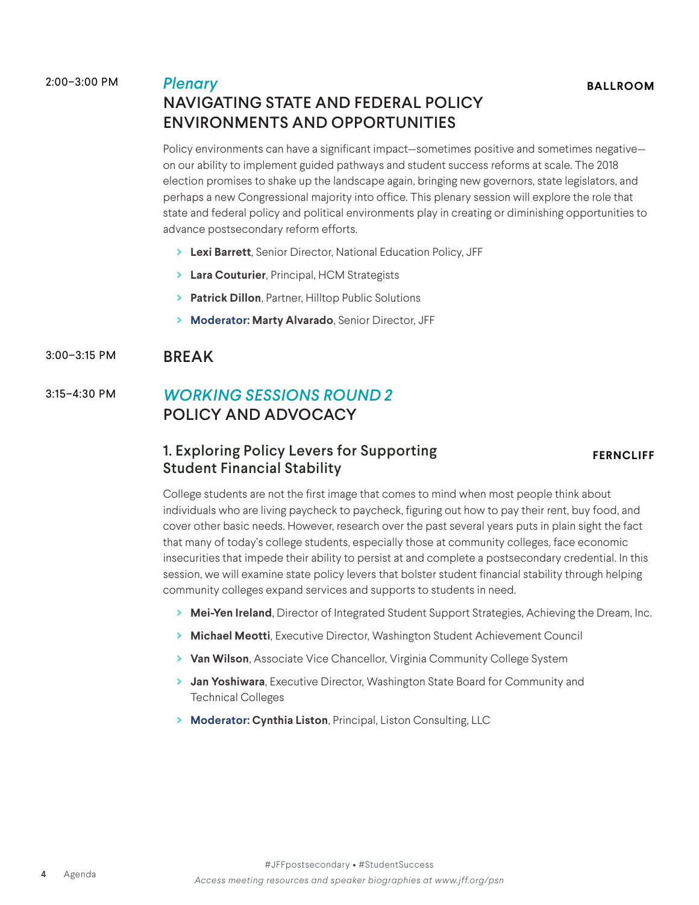2:00–3:00 PM

## *Plenary*
## NAVIGATING STATE AND FEDERAL POLICY ENVIRONMENTS AND OPPORTUNITIES

**BALLROOM**

Policy environments can have a significant impact—sometimes positive and sometimes negative—on our ability to implement guided pathways and student success reforms at scale. The 2018 election promises to shake up the landscape again, bringing new governors, state legislators, and perhaps a new Congressional majority into office. This plenary session will explore the role that state and federal policy and political environments play in creating or diminishing opportunities to advance postsecondary reform efforts.

- **Lexi Barrett**, Senior Director, National Education Policy, JFF
- **Lara Couturier**, Principal, HCM Strategists
- **Patrick Dillon**, Partner, Hilltop Public Solutions
- **Moderator: Marty Alvarado**, Senior Director, JFF

3:00–3:15 PM

## BREAK

3:15–4:30 PM

## *WORKING SESSIONS ROUND 2*
## POLICY AND ADVOCACY

### 1. Exploring Policy Levers for Supporting Student Financial Stability

**FERNCLIFF**

College students are not the first image that comes to mind when most people think about individuals who are living paycheck to paycheck, figuring out how to pay their rent, buy food, and cover other basic needs. However, research over the past several years puts in plain sight the fact that many of today's college students, especially those at community colleges, face economic insecurities that impede their ability to persist at and complete a postsecondary credential. In this session, we will examine state policy levers that bolster student financial stability through helping community colleges expand services and supports to students in need.

- **Mei-Yen Ireland**, Director of Integrated Student Support Strategies, Achieving the Dream, Inc.
- **Michael Meotti**, Executive Director, Washington Student Achievement Council
- **Van Wilson**, Associate Vice Chancellor, Virginia Community College System
- **Jan Yoshiwara**, Executive Director, Washington State Board for Community and Technical Colleges
- **Moderator: Cynthia Liston**, Principal, Liston Consulting, LLC

#JFFpostsecondary • #StudentSuccess

*Access meeting resources and speaker biographies at www.jff.org/psn*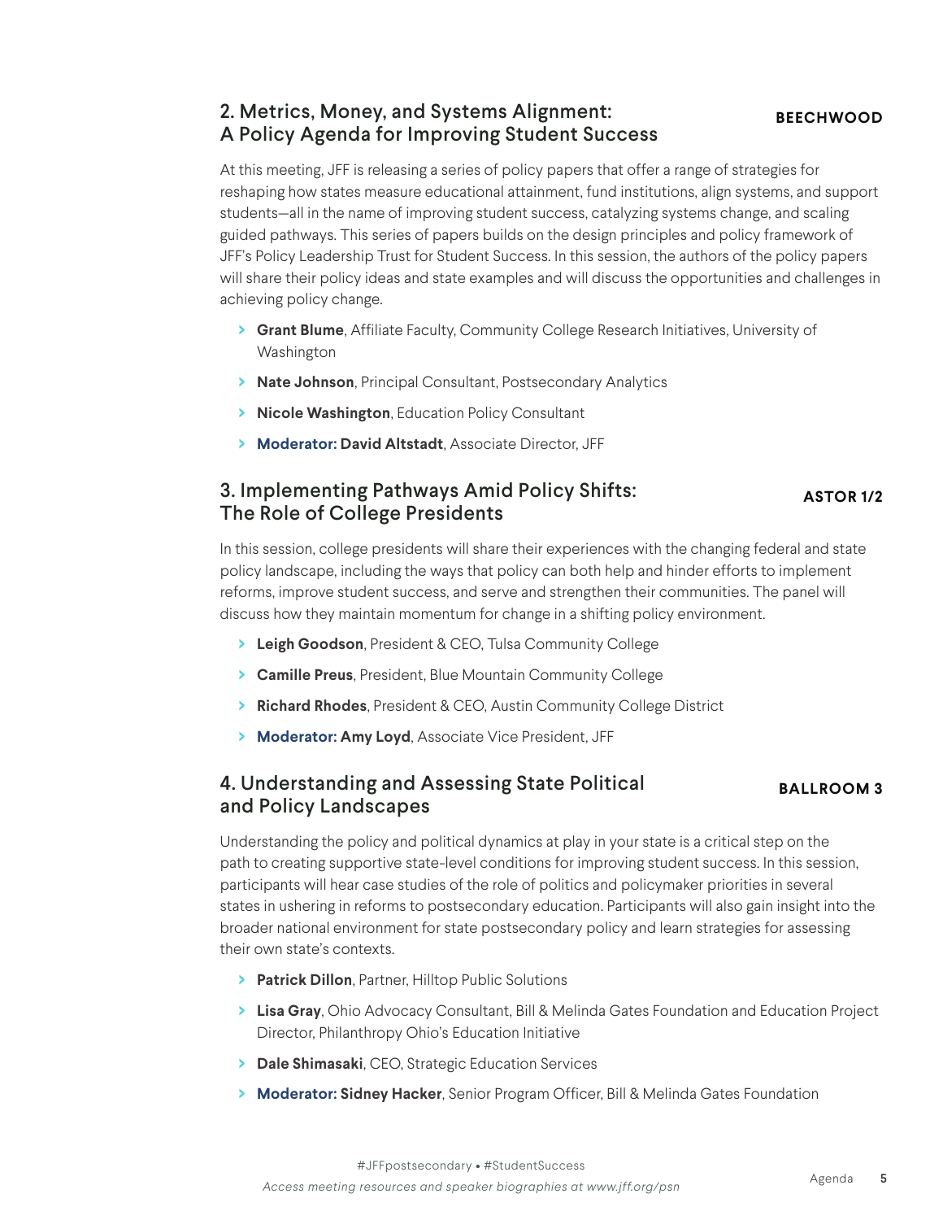## 2. Metrics, Money, and Systems Alignment: A Policy Agenda for Improving Student Success

**BEECHWOOD**

At this meeting, JFF is releasing a series of policy papers that offer a range of strategies for reshaping how states measure educational attainment, fund institutions, align systems, and support students—all in the name of improving student success, catalyzing systems change, and scaling guided pathways. This series of papers builds on the design principles and policy framework of JFF's Policy Leadership Trust for Student Success. In this session, the authors of the policy papers will share their policy ideas and state examples and will discuss the opportunities and challenges in achieving policy change.

- **Grant Blume**, Affiliate Faculty, Community College Research Initiatives, University of Washington
- **Nate Johnson**, Principal Consultant, Postsecondary Analytics
- **Nicole Washington**, Education Policy Consultant
- **Moderator: David Altstadt**, Associate Director, JFF

## 3. Implementing Pathways Amid Policy Shifts: The Role of College Presidents

**ASTOR 1/2**

In this session, college presidents will share their experiences with the changing federal and state policy landscape, including the ways that policy can both help and hinder efforts to implement reforms, improve student success, and serve and strengthen their communities. The panel will discuss how they maintain momentum for change in a shifting policy environment.

- **Leigh Goodson**, President & CEO, Tulsa Community College
- **Camille Preus**, President, Blue Mountain Community College
- **Richard Rhodes**, President & CEO, Austin Community College District
- **Moderator: Amy Loyd**, Associate Vice President, JFF

## 4. Understanding and Assessing State Political and Policy Landscapes

**BALLROOM 3**

Understanding the policy and political dynamics at play in your state is a critical step on the path to creating supportive state-level conditions for improving student success. In this session, participants will hear case studies of the role of politics and policymaker priorities in several states in ushering in reforms to postsecondary education. Participants will also gain insight into the broader national environment for state postsecondary policy and learn strategies for assessing their own state's contexts.

- **Patrick Dillon**, Partner, Hilltop Public Solutions
- **Lisa Gray**, Ohio Advocacy Consultant, Bill & Melinda Gates Foundation and Education Project Director, Philanthropy Ohio's Education Initiative
- **Dale Shimasaki**, CEO, Strategic Education Services
- **Moderator: Sidney Hacker**, Senior Program Officer, Bill & Melinda Gates Foundation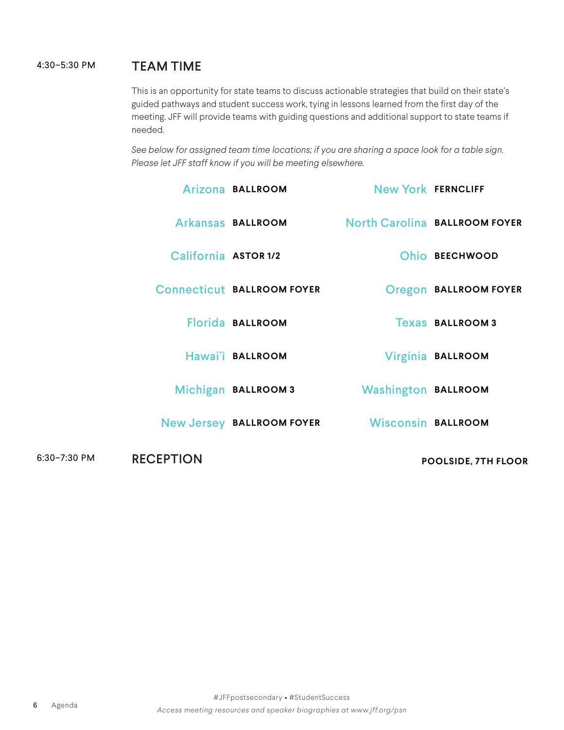4:30–5:30 PM

## TEAM TIME

This is an opportunity for state teams to discuss actionable strategies that build on their state's guided pathways and student success work, tying in lessons learned from the first day of the meeting. JFF will provide teams with guiding questions and additional support to state teams if needed.

*See below for assigned team time locations; if you are sharing a space look for a table sign. Please let JFF staff know if you will be meeting elsewhere.*

| State | Location |
|---|---|
| Arizona | **BALLROOM** |
| Arkansas | **BALLROOM** |
| California | **ASTOR 1/2** |
| Connecticut | **BALLROOM FOYER** |
| Florida | **BALLROOM** |
| Hawai'i | **BALLROOM** |
| Michigan | **BALLROOM 3** |
| New Jersey | **BALLROOM FOYER** |
| New York | **FERNCLIFF** |
| North Carolina | **BALLROOM FOYER** |
| Ohio | **BEECHWOOD** |
| Oregon | **BALLROOM FOYER** |
| Texas | **BALLROOM 3** |
| Virginia | **BALLROOM** |
| Washington | **BALLROOM** |
| Wisconsin | **BALLROOM** |

6:30–7:30 PM

## RECEPTION

**POOLSIDE, 7TH FLOOR**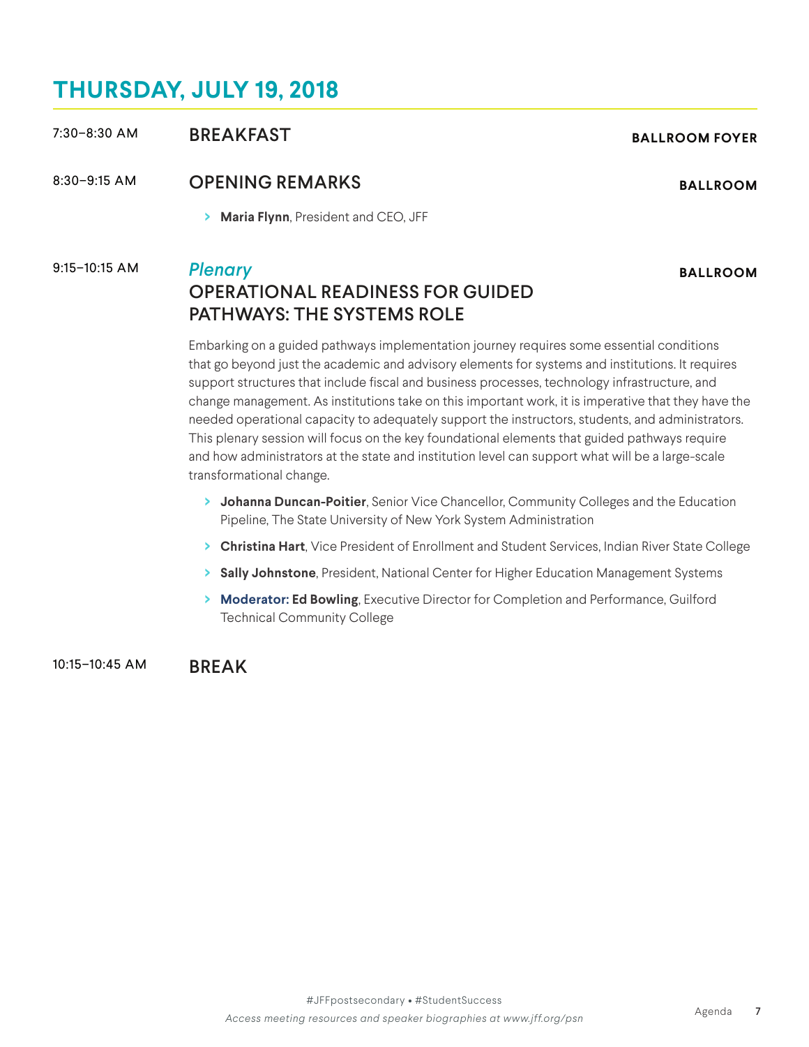# THURSDAY, JULY 19, 2018

7:30–8:30 AM **BREAKFAST** — **BALLROOM FOYER**

8:30–9:15 AM **OPENING REMARKS** — **BALLROOM**

- **Maria Flynn**, President and CEO, JFF

9:15–10:15 AM *Plenary* — **BALLROOM**

## OPERATIONAL READINESS FOR GUIDED PATHWAYS: THE SYSTEMS ROLE

Embarking on a guided pathways implementation journey requires some essential conditions that go beyond just the academic and advisory elements for systems and institutions. It requires support structures that include fiscal and business processes, technology infrastructure, and change management. As institutions take on this important work, it is imperative that they have the needed operational capacity to adequately support the instructors, students, and administrators. This plenary session will focus on the key foundational elements that guided pathways require and how administrators at the state and institution level can support what will be a large-scale transformational change.

- **Johanna Duncan-Poitier**, Senior Vice Chancellor, Community Colleges and the Education Pipeline, The State University of New York System Administration
- **Christina Hart**, Vice President of Enrollment and Student Services, Indian River State College
- **Sally Johnstone**, President, National Center for Higher Education Management Systems
- **Moderator: Ed Bowling**, Executive Director for Completion and Performance, Guilford Technical Community College

10:15–10:45 AM **BREAK**

#JFFpostsecondary • #StudentSuccess

*Access meeting resources and speaker biographies at www.jff.org/psn*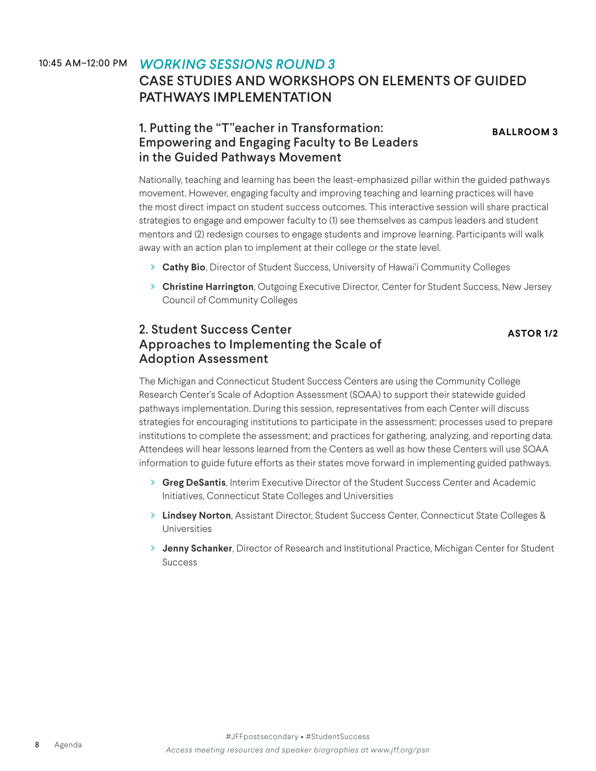10:45 AM–12:00 PM *WORKING SESSIONS ROUND 3*

## CASE STUDIES AND WORKSHOPS ON ELEMENTS OF GUIDED PATHWAYS IMPLEMENTATION

### 1. Putting the "T"eacher in Transformation: Empowering and Engaging Faculty to Be Leaders in the Guided Pathways Movement

**BALLROOM 3**

Nationally, teaching and learning has been the least-emphasized pillar within the guided pathways movement. However, engaging faculty and improving teaching and learning practices will have the most direct impact on student success outcomes. This interactive session will share practical strategies to engage and empower faculty to (1) see themselves as campus leaders and student mentors and (2) redesign courses to engage students and improve learning. Participants will walk away with an action plan to implement at their college or the state level.

- **Cathy Bio**, Director of Student Success, University of Hawai'i Community Colleges
- **Christine Harrington**, Outgoing Executive Director, Center for Student Success, New Jersey Council of Community Colleges

### 2. Student Success Center Approaches to Implementing the Scale of Adoption Assessment

**ASTOR 1/2**

The Michigan and Connecticut Student Success Centers are using the Community College Research Center's Scale of Adoption Assessment (SOAA) to support their statewide guided pathways implementation. During this session, representatives from each Center will discuss strategies for encouraging institutions to participate in the assessment; processes used to prepare institutions to complete the assessment; and practices for gathering, analyzing, and reporting data. Attendees will hear lessons learned from the Centers as well as how these Centers will use SOAA information to guide future efforts as their states move forward in implementing guided pathways.

- **Greg DeSantis**, Interim Executive Director of the Student Success Center and Academic Initiatives, Connecticut State Colleges and Universities
- **Lindsey Norton**, Assistant Director, Student Success Center, Connecticut State Colleges & Universities
- **Jenny Schanker**, Director of Research and Institutional Practice, Michigan Center for Student Success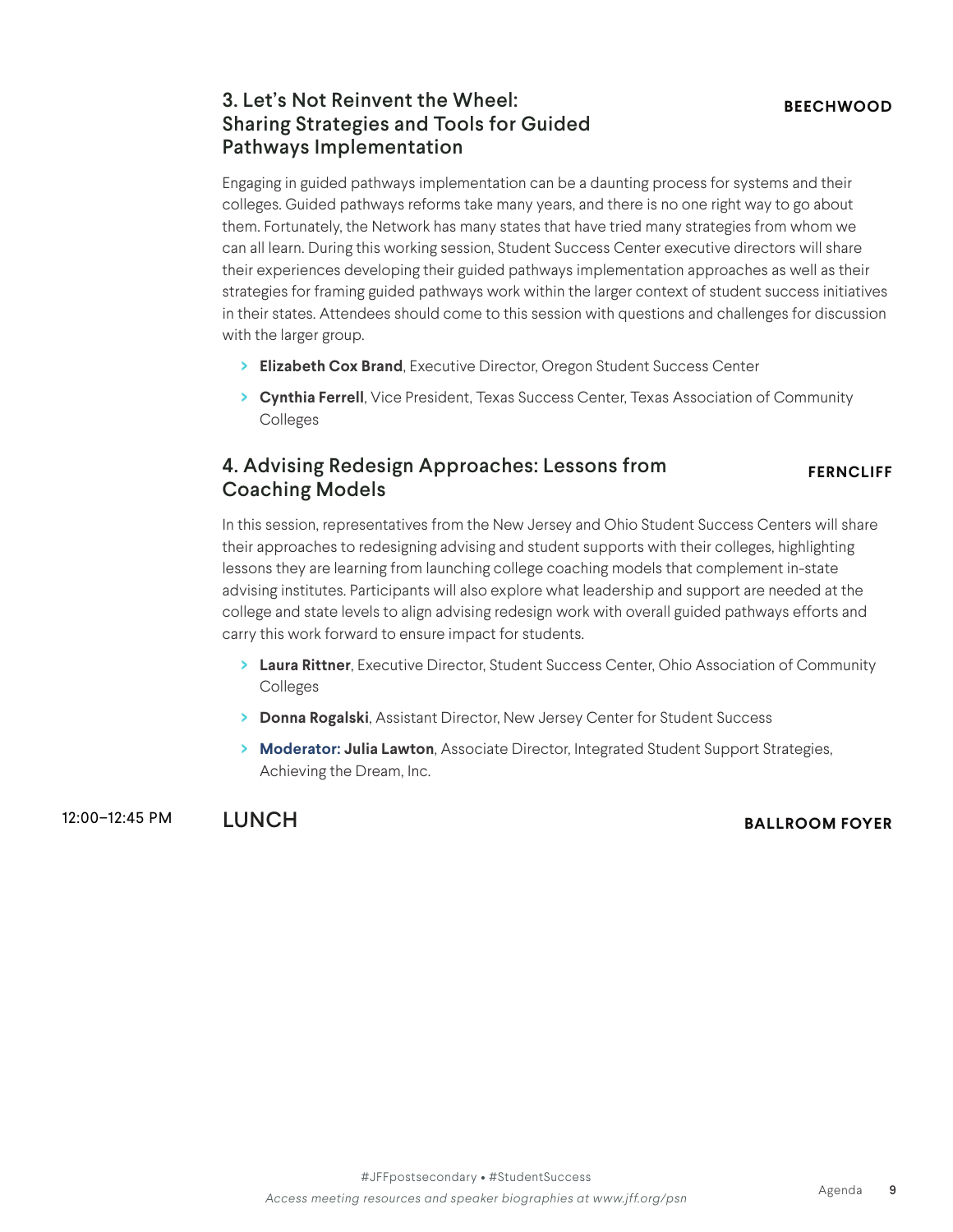### 3. Let's Not Reinvent the Wheel: Sharing Strategies and Tools for Guided Pathways Implementation

**BEECHWOOD**

Engaging in guided pathways implementation can be a daunting process for systems and their colleges. Guided pathways reforms take many years, and there is no one right way to go about them. Fortunately, the Network has many states that have tried many strategies from whom we can all learn. During this working session, Student Success Center executive directors will share their experiences developing their guided pathways implementation approaches as well as their strategies for framing guided pathways work within the larger context of student success initiatives in their states. Attendees should come to this session with questions and challenges for discussion with the larger group.

- **Elizabeth Cox Brand**, Executive Director, Oregon Student Success Center
- **Cynthia Ferrell**, Vice President, Texas Success Center, Texas Association of Community Colleges

### 4. Advising Redesign Approaches: Lessons from Coaching Models

**FERNCLIFF**

In this session, representatives from the New Jersey and Ohio Student Success Centers will share their approaches to redesigning advising and student supports with their colleges, highlighting lessons they are learning from launching college coaching models that complement in-state advising institutes. Participants will also explore what leadership and support are needed at the college and state levels to align advising redesign work with overall guided pathways efforts and carry this work forward to ensure impact for students.

- **Laura Rittner**, Executive Director, Student Success Center, Ohio Association of Community Colleges
- **Donna Rogalski**, Assistant Director, New Jersey Center for Student Success
- **Moderator: Julia Lawton**, Associate Director, Integrated Student Support Strategies, Achieving the Dream, Inc.

12:00–12:45 PM **LUNCH** **BALLROOM FOYER**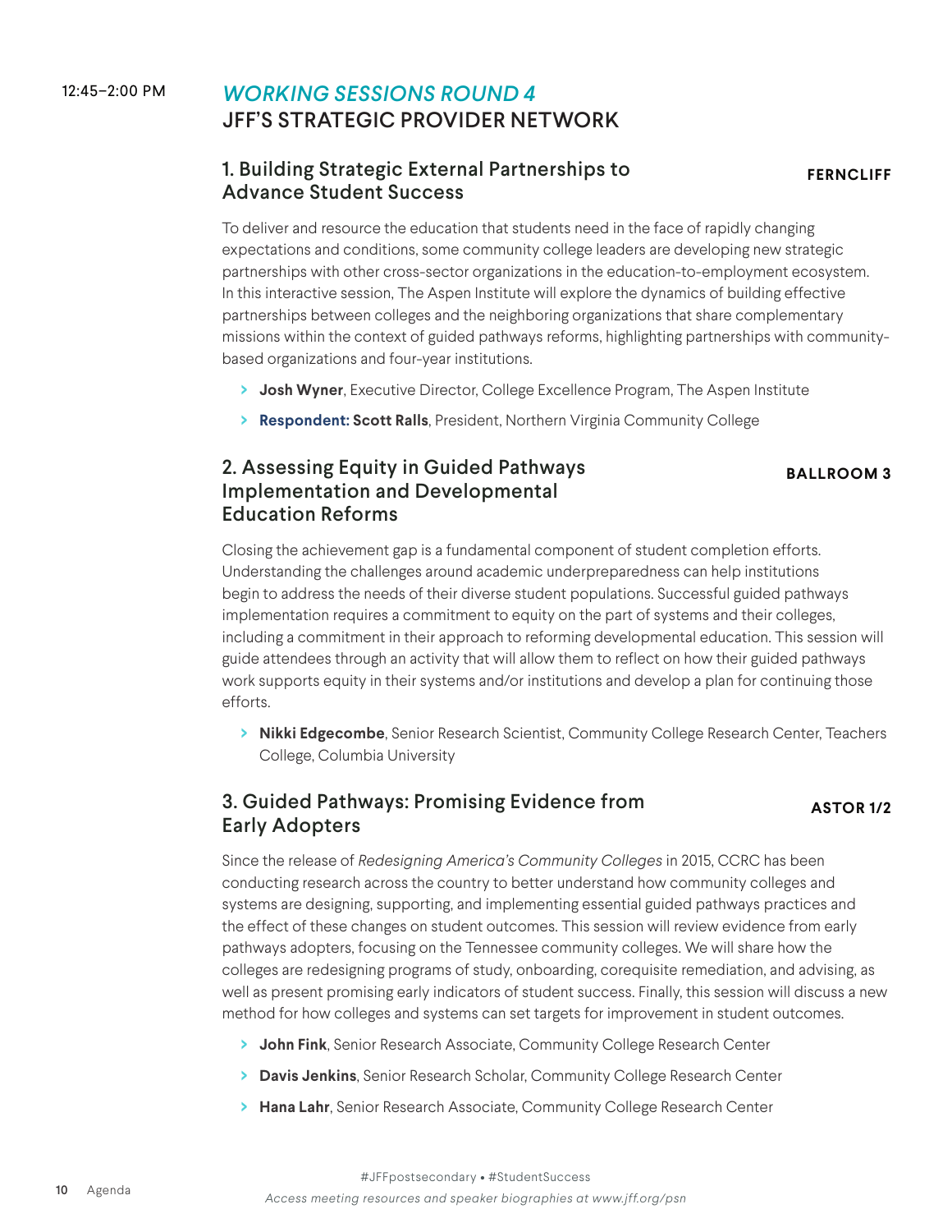12:45–2:00 PM

## *WORKING SESSIONS ROUND 4*
## JFF'S STRATEGIC PROVIDER NETWORK

### 1. Building Strategic External Partnerships to Advance Student Success

**FERNCLIFF**

To deliver and resource the education that students need in the face of rapidly changing expectations and conditions, some community college leaders are developing new strategic partnerships with other cross-sector organizations in the education-to-employment ecosystem. In this interactive session, The Aspen Institute will explore the dynamics of building effective partnerships between colleges and the neighboring organizations that share complementary missions within the context of guided pathways reforms, highlighting partnerships with community-based organizations and four-year institutions.

- **Josh Wyner**, Executive Director, College Excellence Program, The Aspen Institute
- **Respondent: Scott Ralls**, President, Northern Virginia Community College

### 2. Assessing Equity in Guided Pathways Implementation and Developmental Education Reforms

**BALLROOM 3**

Closing the achievement gap is a fundamental component of student completion efforts. Understanding the challenges around academic underpreparedness can help institutions begin to address the needs of their diverse student populations. Successful guided pathways implementation requires a commitment to equity on the part of systems and their colleges, including a commitment in their approach to reforming developmental education. This session will guide attendees through an activity that will allow them to reflect on how their guided pathways work supports equity in their systems and/or institutions and develop a plan for continuing those efforts.

- **Nikki Edgecombe**, Senior Research Scientist, Community College Research Center, Teachers College, Columbia University

### 3. Guided Pathways: Promising Evidence from Early Adopters

**ASTOR 1/2**

Since the release of *Redesigning America's Community Colleges* in 2015, CCRC has been conducting research across the country to better understand how community colleges and systems are designing, supporting, and implementing essential guided pathways practices and the effect of these changes on student outcomes. This session will review evidence from early pathways adopters, focusing on the Tennessee community colleges. We will share how the colleges are redesigning programs of study, onboarding, corequisite remediation, and advising, as well as present promising early indicators of student success. Finally, this session will discuss a new method for how colleges and systems can set targets for improvement in student outcomes.

- **John Fink**, Senior Research Associate, Community College Research Center
- **Davis Jenkins**, Senior Research Scholar, Community College Research Center
- **Hana Lahr**, Senior Research Associate, Community College Research Center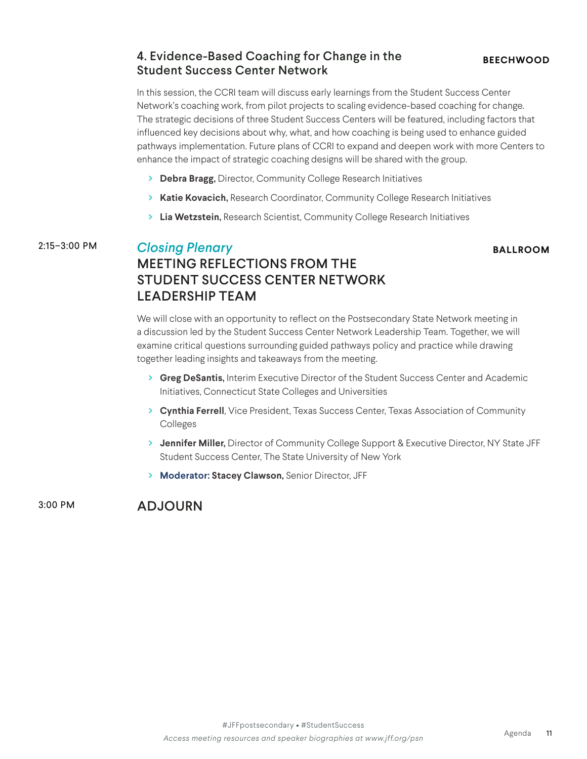### 4. Evidence-Based Coaching for Change in the Student Success Center Network

**BEECHWOOD**

In this session, the CCRI team will discuss early learnings from the Student Success Center Network's coaching work, from pilot projects to scaling evidence-based coaching for change. The strategic decisions of three Student Success Centers will be featured, including factors that influenced key decisions about why, what, and how coaching is being used to enhance guided pathways implementation. Future plans of CCRI to expand and deepen work with more Centers to enhance the impact of strategic coaching designs will be shared with the group.

- **Debra Bragg,** Director, Community College Research Initiatives
- **Katie Kovacich,** Research Coordinator, Community College Research Initiatives
- **Lia Wetzstein,** Research Scientist, Community College Research Initiatives

2:15–3:00 PM

## *Closing Plenary*
## MEETING REFLECTIONS FROM THE STUDENT SUCCESS CENTER NETWORK LEADERSHIP TEAM

**BALLROOM**

We will close with an opportunity to reflect on the Postsecondary State Network meeting in a discussion led by the Student Success Center Network Leadership Team. Together, we will examine critical questions surrounding guided pathways policy and practice while drawing together leading insights and takeaways from the meeting.

- **Greg DeSantis,** Interim Executive Director of the Student Success Center and Academic Initiatives, Connecticut State Colleges and Universities
- **Cynthia Ferrell**, Vice President, Texas Success Center, Texas Association of Community Colleges
- **Jennifer Miller,** Director of Community College Support & Executive Director, NY State JFF Student Success Center, The State University of New York
- **Moderator: Stacey Clawson,** Senior Director, JFF

3:00 PM

## ADJOURN